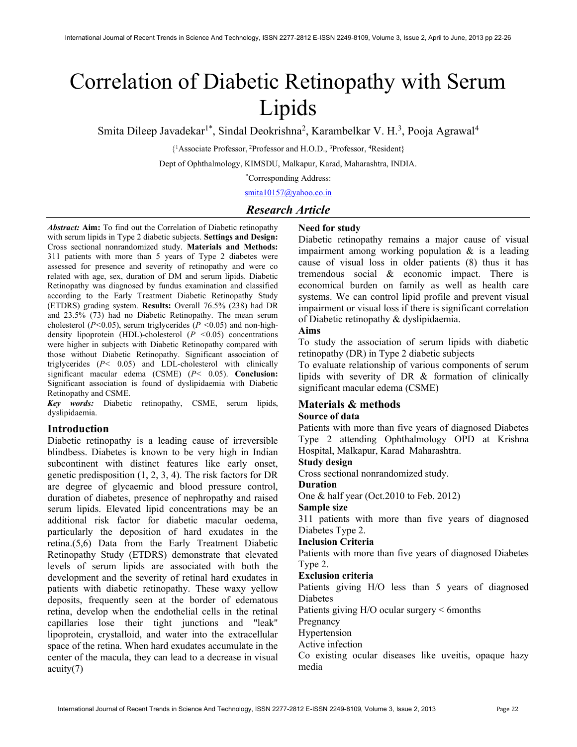# Correlation of Diabetic Retinopathy with Serum Lipids

Smita Dileep Javadekar[1*], Sindal Deokrishna[2], Karambelkar V. H.[3], Pooja Agrawal[4]

{[1]Associate Professor, [2]Professor and H.O.D., [3]Professor, [4]Resident}

Dept of Ophthalmology, KIMSDU, Malkapur, Karad, Maharashtra, INDIA.

*Corresponding Address:

smita10157@yahoo.co.in

## *Research Article*

***Abstract:*** **Aim:** To find out the Correlation of Diabetic retinopathy with serum lipids in Type 2 diabetic subjects. **Settings and Design:** Cross sectional nonrandomized study. **Materials and Methods:** 311 patients with more than 5 years of Type 2 diabetes were assessed for presence and severity of retinopathy and were co related with age, sex, duration of DM and serum lipids. Diabetic Retinopathy was diagnosed by fundus examination and classified according to the Early Treatment Diabetic Retinopathy Study (ETDRS) grading system. **Results:** Overall 76.5% (238) had DR and 23.5% (73) had no Diabetic Retinopathy. The mean serum cholesterol ($P<0.05$), serum triglycerides ($P<0.05$) and non-high-density lipoprotein (HDL)-cholesterol ($P<0.05$) concentrations were higher in subjects with Diabetic Retinopathy compared with those without Diabetic Retinopathy. Significant association of triglycerides ($P<0.05$) and LDL-cholesterol with clinically significant macular edema (CSME) ($P<0.05$). **Conclusion:** Significant association is found of dyslipidaemia with Diabetic Retinopathy and CSME.

***Key words:*** Diabetic retinopathy, CSME, serum lipids, dyslipidaemia.

## Introduction

Diabetic retinopathy is a leading cause of irreversible blindbess. Diabetes is known to be very high in Indian subcontinent with distinct features like early onset, genetic predisposition (1, 2, 3, 4). The risk factors for DR are degree of glycaemic and blood pressure control, duration of diabetes, presence of nephropathy and raised serum lipids. Elevated lipid concentrations may be an additional risk factor for diabetic macular oedema, particularly the deposition of hard exudates in the retina.(5,6) Data from the Early Treatment Diabetic Retinopathy Study (ETDRS) demonstrate that elevated levels of serum lipids are associated with both the development and the severity of retinal hard exudates in patients with diabetic retinopathy. These waxy yellow deposits, frequently seen at the border of edematous retina, develop when the endothelial cells in the retinal capillaries lose their tight junctions and "leak" lipoprotein, crystalloid, and water into the extracellular space of the retina. When hard exudates accumulate in the center of the macula, they can lead to a decrease in visual acuity(7)

### Need for study

Diabetic retinopathy remains a major cause of visual impairment among working population & is a leading cause of visual loss in older patients (8) thus it has tremendous social & economic impact. There is economical burden on family as well as health care systems. We can control lipid profile and prevent visual impairment or visual loss if there is significant correlation of Diabetic retinopathy & dyslipidaemia.

### Aims

To study the association of serum lipids with diabetic retinopathy (DR) in Type 2 diabetic subjects

To evaluate relationship of various components of serum lipids with severity of DR & formation of clinically significant macular edema (CSME)

## Materials & methods

### Source of data

Patients with more than five years of diagnosed Diabetes Type 2 attending Ophthalmology OPD at Krishna Hospital, Malkapur, Karad Maharashtra.

### Study design

Cross sectional nonrandomized study.

### Duration

One & half year (Oct.2010 to Feb. 2012)

### Sample size

311 patients with more than five years of diagnosed Diabetes Type 2.

### Inclusion Criteria

Patients with more than five years of diagnosed Diabetes Type 2.

### Exclusion criteria

Patients giving H/O less than 5 years of diagnosed Diabetes

Patients giving H/O ocular surgery < 6months

Pregnancy

Hypertension

Active infection

Co existing ocular diseases like uveitis, opaque hazy media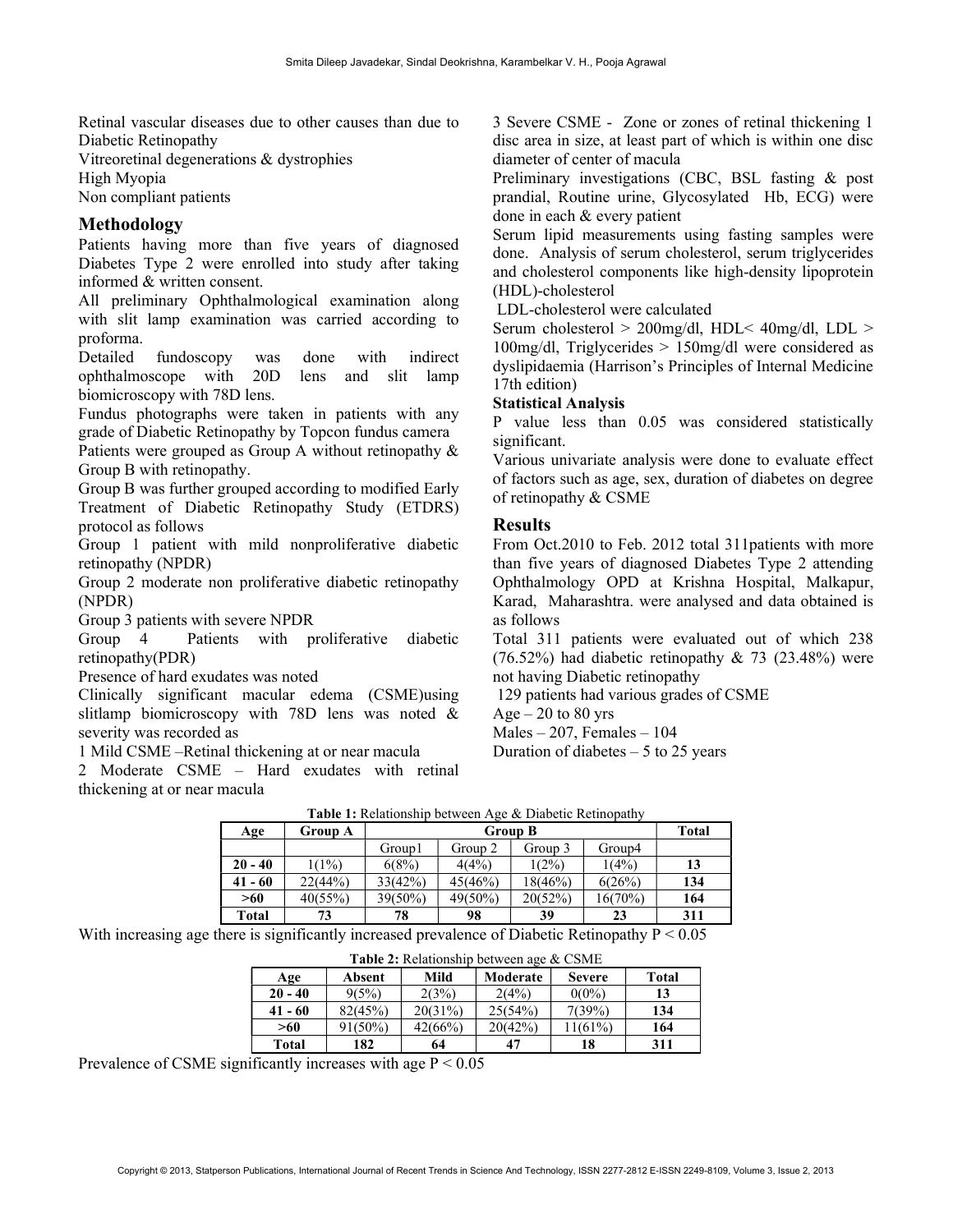Retinal vascular diseases due to other causes than due to Diabetic Retinopathy

Vitreoretinal degenerations & dystrophies

High Myopia

Non compliant patients

## Methodology

Patients having more than five years of diagnosed Diabetes Type 2 were enrolled into study after taking informed & written consent.

All preliminary Ophthalmological examination along with slit lamp examination was carried according to proforma.

Detailed fundoscopy was done with indirect ophthalmoscope with 20D lens and slit lamp biomicroscopy with 78D lens.

Fundus photographs were taken in patients with any grade of Diabetic Retinopathy by Topcon fundus camera

Patients were grouped as Group A without retinopathy & Group B with retinopathy.

Group B was further grouped according to modified Early Treatment of Diabetic Retinopathy Study (ETDRS) protocol as follows

Group 1 patient with mild nonproliferative diabetic retinopathy (NPDR)

Group 2 moderate non proliferative diabetic retinopathy (NPDR)

Group 3 patients with severe NPDR

Group 4 Patients with proliferative diabetic retinopathy(PDR)

Presence of hard exudates was noted

Clinically significant macular edema (CSME)using slitlamp biomicroscopy with 78D lens was noted & severity was recorded as

1 Mild CSME –Retinal thickening at or near macula

2 Moderate CSME – Hard exudates with retinal thickening at or near macula

3 Severe CSME - Zone or zones of retinal thickening 1 disc area in size, at least part of which is within one disc diameter of center of macula

Preliminary investigations (CBC, BSL fasting & post prandial, Routine urine, Glycosylated Hb, ECG) were done in each & every patient

Serum lipid measurements using fasting samples were done. Analysis of serum cholesterol, serum triglycerides and cholesterol components like high-density lipoprotein (HDL)-cholesterol

LDL-cholesterol were calculated

Serum cholesterol > 200mg/dl, HDL< 40mg/dl, LDL > 100mg/dl, Triglycerides > 150mg/dl were considered as dyslipidaemia (Harrison's Principles of Internal Medicine 17th edition)

### Statistical Analysis

P value less than 0.05 was considered statistically significant.

Various univariate analysis were done to evaluate effect of factors such as age, sex, duration of diabetes on degree of retinopathy & CSME

## Results

From Oct.2010 to Feb. 2012 total 311patients with more than five years of diagnosed Diabetes Type 2 attending Ophthalmology OPD at Krishna Hospital, Malkapur, Karad, Maharashtra. were analysed and data obtained is as follows

Total 311 patients were evaluated out of which 238 (76.52%) had diabetic retinopathy & 73 (23.48%) were not having Diabetic retinopathy

129 patients had various grades of CSME

Age – 20 to 80 yrs

Males – 207, Females – 104

Duration of diabetes – 5 to 25 years

**Table 1:** Relationship between Age & Diabetic Retinopathy

| Age | Group A | Group B | | | | Total |
|---|---|---|---|---|---|---|
| | | Group1 | Group 2 | Group 3 | Group4 | |
| **20 - 40** | 1(1%) | 6(8%) | 4(4%) | 1(2%) | 1(4%) | **13** |
| **41 - 60** | 22(44%) | 33(42%) | 45(46%) | 18(46%) | 6(26%) | **134** |
| **>60** | 40(55%) | 39(50%) | 49(50%) | 20(52%) | 16(70%) | **164** |
| **Total** | **73** | **78** | **98** | **39** | **23** | **311** |

With increasing age there is significantly increased prevalence of Diabetic Retinopathy $P < 0.05$

**Table 2:** Relationship between age & CSME

| Age | Absent | Mild | Moderate | Severe | Total |
|---|---|---|---|---|---|
| **20 - 40** | 9(5%) | 2(3%) | 2(4%) | 0(0%) | **13** |
| **41 - 60** | 82(45%) | 20(31%) | 25(54%) | 7(39%) | **134** |
| **>60** | 91(50%) | 42(66%) | 20(42%) | 11(61%) | **164** |
| **Total** | **182** | **64** | **47** | **18** | **311** |

Prevalence of CSME significantly increases with age $P < 0.05$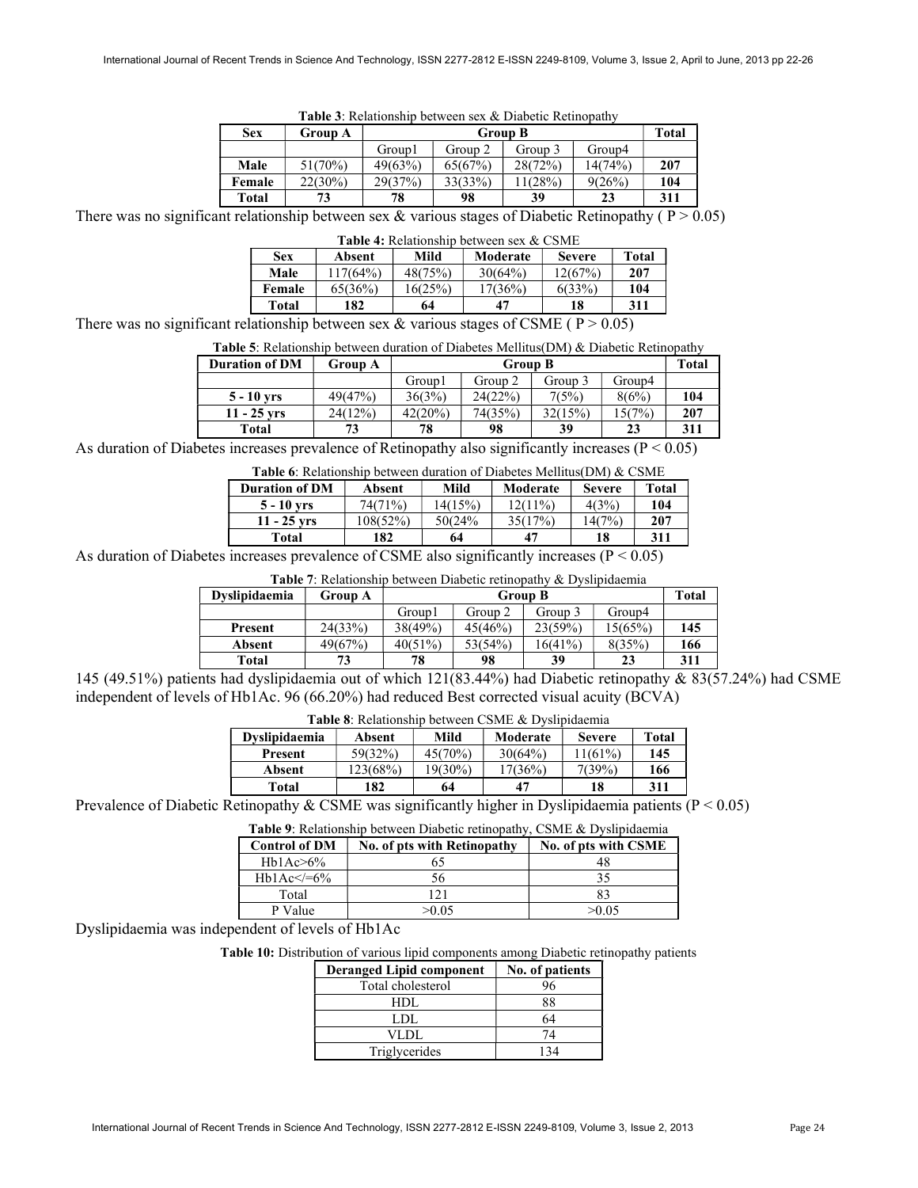**Table 3**: Relationship between sex & Diabetic Retinopathy

| Sex | Group A | Group B | | | | Total |
|---|---|---|---|---|---|---|
| | | Group1 | Group 2 | Group 3 | Group4 | |
| **Male** | 51(70%) | 49(63%) | 65(67%) | 28(72%) | 14(74%) | **207** |
| **Female** | 22(30%) | 29(37%) | 33(33%) | 11(28%) | 9(26%) | **104** |
| **Total** | **73** | **78** | **98** | **39** | **23** | **311** |

There was no significant relationship between sex & various stages of Diabetic Retinopathy ( $P > 0.05$)

**Table 4:** Relationship between sex & CSME

| Sex | Absent | Mild | Moderate | Severe | Total |
|---|---|---|---|---|---|
| **Male** | 117(64%) | 48(75%) | 30(64%) | 12(67%) | **207** |
| **Female** | 65(36%) | 16(25%) | 17(36%) | 6(33%) | **104** |
| **Total** | **182** | **64** | **47** | **18** | **311** |

There was no significant relationship between sex & various stages of CSME ( $P > 0.05$)

**Table 5**: Relationship between duration of Diabetes Mellitus(DM) & Diabetic Retinopathy

| Duration of DM | Group A | Group B | | | | Total |
|---|---|---|---|---|---|---|
| | | Group1 | Group 2 | Group 3 | Group4 | |
| **5 - 10 yrs** | 49(47%) | 36(3%) | 24(22%) | 7(5%) | 8(6%) | **104** |
| **11 - 25 yrs** | 24(12%) | 42(20%) | 74(35%) | 32(15%) | 15(7%) | **207** |
| **Total** | **73** | **78** | **98** | **39** | **23** | **311** |

As duration of Diabetes increases prevalence of Retinopathy also significantly increases ($P < 0.05$)

**Table 6**: Relationship between duration of Diabetes Mellitus(DM) & CSME

| Duration of DM | Absent | Mild | Moderate | Severe | Total |
|---|---|---|---|---|---|
| **5 - 10 yrs** | 74(71%) | 14(15%) | 12(11%) | 4(3%) | **104** |
| **11 - 25 yrs** | 108(52%) | 50(24% | 35(17%) | 14(7%) | **207** |
| **Total** | **182** | **64** | **47** | **18** | **311** |

As duration of Diabetes increases prevalence of CSME also significantly increases ($P < 0.05$)

**Table 7**: Relationship between Diabetic retinopathy & Dyslipidaemia

| Dyslipidaemia | Group A | Group B | | | | Total |
|---|---|---|---|---|---|---|
| | | Group1 | Group 2 | Group 3 | Group4 | |
| **Present** | 24(33%) | 38(49%) | 45(46%) | 23(59%) | 15(65%) | **145** |
| **Absent** | 49(67%) | 40(51%) | 53(54%) | 16(41%) | 8(35%) | **166** |
| **Total** | **73** | **78** | **98** | **39** | **23** | **311** |

145 (49.51%) patients had dyslipidaemia out of which 121(83.44%) had Diabetic retinopathy & 83(57.24%) had CSME independent of levels of Hb1Ac. 96 (66.20%) had reduced Best corrected visual acuity (BCVA)

**Table 8**: Relationship between CSME & Dyslipidaemia

| Dyslipidaemia | Absent | Mild | Moderate | Severe | Total |
|---|---|---|---|---|---|
| **Present** | 59(32%) | 45(70%) | 30(64%) | 11(61%) | **145** |
| **Absent** | 123(68%) | 19(30%) | 17(36%) | 7(39%) | **166** |
| **Total** | **182** | **64** | **47** | **18** | **311** |

Prevalence of Diabetic Retinopathy & CSME was significantly higher in Dyslipidaemia patients ($P < 0.05$)

**Table 9**: Relationship between Diabetic retinopathy, CSME & Dyslipidaemia

| Control of DM | No. of pts with Retinopathy | No. of pts with CSME |
|---|---|---|
| Hb1Ac>6% | 65 | 48 |
| Hb1Ac</=6% | 56 | 35 |
| Total | 121 | 83 |
| P Value | >0.05 | >0.05 |

Dyslipidaemia was independent of levels of Hb1Ac

**Table 10:** Distribution of various lipid components among Diabetic retinopathy patients

| Deranged Lipid component | No. of patients |
|---|---|
| Total cholesterol | 96 |
| HDL | 88 |
| LDL | 64 |
| VLDL | 74 |
| Triglycerides | 134 |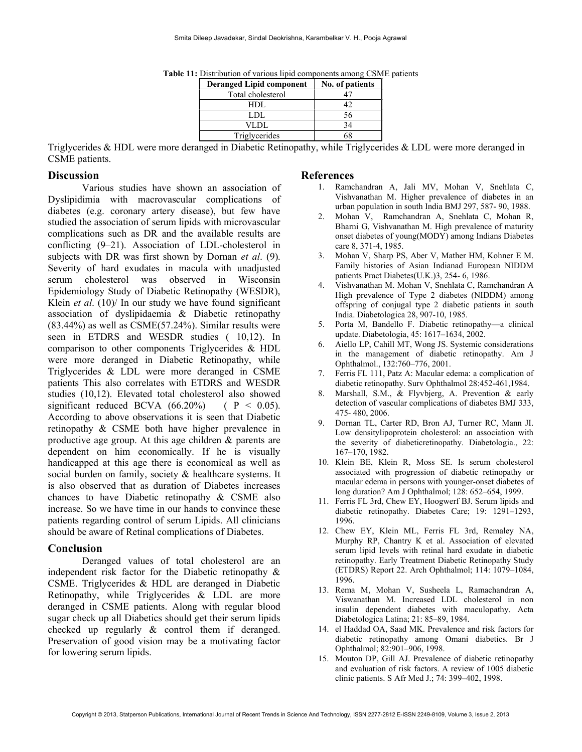**Table 11:** Distribution of various lipid components among CSME patients

| Deranged Lipid component | No. of patients |
| --- | --- |
| Total cholesterol | 47 |
| HDL | 42 |
| LDL | 56 |
| VLDL | 34 |
| Triglycerides | 68 |

Triglycerides & HDL were more deranged in Diabetic Retinopathy, while Triglycerides & LDL were more deranged in CSME patients.

## Discussion

Various studies have shown an association of Dyslipidimia with macrovascular complications of diabetes (e.g. coronary artery disease), but few have studied the association of serum lipids with microvascular complications such as DR and the available results are conflicting (9–21). Association of LDL-cholesterol in subjects with DR was first shown by Dornan *et al*. (9). Severity of hard exudates in macula with unadjusted serum cholesterol was observed in Wisconsin Epidemiology Study of Diabetic Retinopathy (WESDR), Klein *et al*. (10)/ In our study we have found significant association of dyslipidaemia & Diabetic retinopathy (83.44%) as well as CSME(57.24%). Similar results were seen in ETDRS and WESDR studies ( 10,12). In comparison to other components Triglycerides & HDL were more deranged in Diabetic Retinopathy, while Triglycerides & LDL were more deranged in CSME patients This also correlates with ETDRS and WESDR studies (10,12). Elevated total cholesterol also showed significant reduced BCVA (66.20%) ( $P < 0.05$). According to above observations it is seen that Diabetic retinopathy & CSME both have higher prevalence in productive age group. At this age children & parents are dependent on him economically. If he is visually handicapped at this age there is economical as well as social burden on family, society & healthcare systems. It is also observed that as duration of Diabetes increases chances to have Diabetic retinopathy & CSME also increase. So we have time in our hands to convince these patients regarding control of serum Lipids. All clinicians should be aware of Retinal complications of Diabetes.

## Conclusion

Deranged values of total cholesterol are an independent risk factor for the Diabetic retinopathy & CSME. Triglycerides & HDL are deranged in Diabetic Retinopathy, while Triglycerides & LDL are more deranged in CSME patients. Along with regular blood sugar check up all Diabetics should get their serum lipids checked up regularly & control them if deranged. Preservation of good vision may be a motivating factor for lowering serum lipids.

## References

1. Ramchandran A, Jali MV, Mohan V, Snehlata C, Vishvanathan M. Higher prevalence of diabetes in an urban population in south India BMJ 297, 587- 90, 1988.
2. Mohan V, Ramchandran A, Snehlata C, Mohan R, Bharni G, Vishvanathan M. High prevalence of maturity onset diabetes of young(MODY) among Indians Diabetes care 8, 371-4, 1985.
3. Mohan V, Sharp PS, Aber V, Mather HM, Kohner E M. Family histories of Asian Indianad European NIDDM patients Pract Diabetes(U.K.)3, 254- 6, 1986.
4. Vishvanathan M. Mohan V, Snehlata C, Ramchandran A High prevalence of Type 2 diabetes (NIDDM) among offspring of conjugal type 2 diabetic patients in south India. Diabetologica 28, 907-10, 1985.
5. Porta M, Bandello F. Diabetic retinopathy—a clinical update. Diabetologia, 45: 1617–1634, 2002.
6. Aiello LP, Cahill MT, Wong JS. Systemic considerations in the management of diabetic retinopathy. Am J Ophthalmol., 132:760–776, 2001.
7. Ferris FL 111, Patz A: Macular edema: a complication of diabetic retinopathy. Surv Ophthalmol 28:452-461,1984.
8. Marshall, S.M., & Flyvbjerg, A. Prevention & early detection of vascular complications of diabetes BMJ 333, 475- 480, 2006.
9. Dornan TL, Carter RD, Bron AJ, Turner RC, Mann JI. Low densitylipoprotein cholesterol: an association with the severity of diabeticretinopathy. Diabetologia., 22: 167–170, 1982.
10. Klein BE, Klein R, Moss SE. Is serum cholesterol associated with progression of diabetic retinopathy or macular edema in persons with younger-onset diabetes of long duration? Am J Ophthalmol; 128: 652–654, 1999.
11. Ferris FL 3rd, Chew EY, Hoogwerf BJ. Serum lipids and diabetic retinopathy. Diabetes Care; 19: 1291–1293, 1996.
12. Chew EY, Klein ML, Ferris FL 3rd, Remaley NA, Murphy RP, Chantry K et al. Association of elevated serum lipid levels with retinal hard exudate in diabetic retinopathy. Early Treatment Diabetic Retinopathy Study (ETDRS) Report 22. Arch Ophthalmol; 114: 1079–1084, 1996.
13. Rema M, Mohan V, Susheela L, Ramachandran A, Viswanathan M. Increased LDL cholesterol in non insulin dependent diabetes with maculopathy. Acta Diabetologica Latina; 21: 85–89, 1984.
14. el Haddad OA, Saad MK. Prevalence and risk factors for diabetic retinopathy among Omani diabetics. Br J Ophthalmol; 82:901–906, 1998.
15. Mouton DP, Gill AJ. Prevalence of diabetic retinopathy and evaluation of risk factors. A review of 1005 diabetic clinic patients. S Afr Med J.; 74: 399–402, 1998.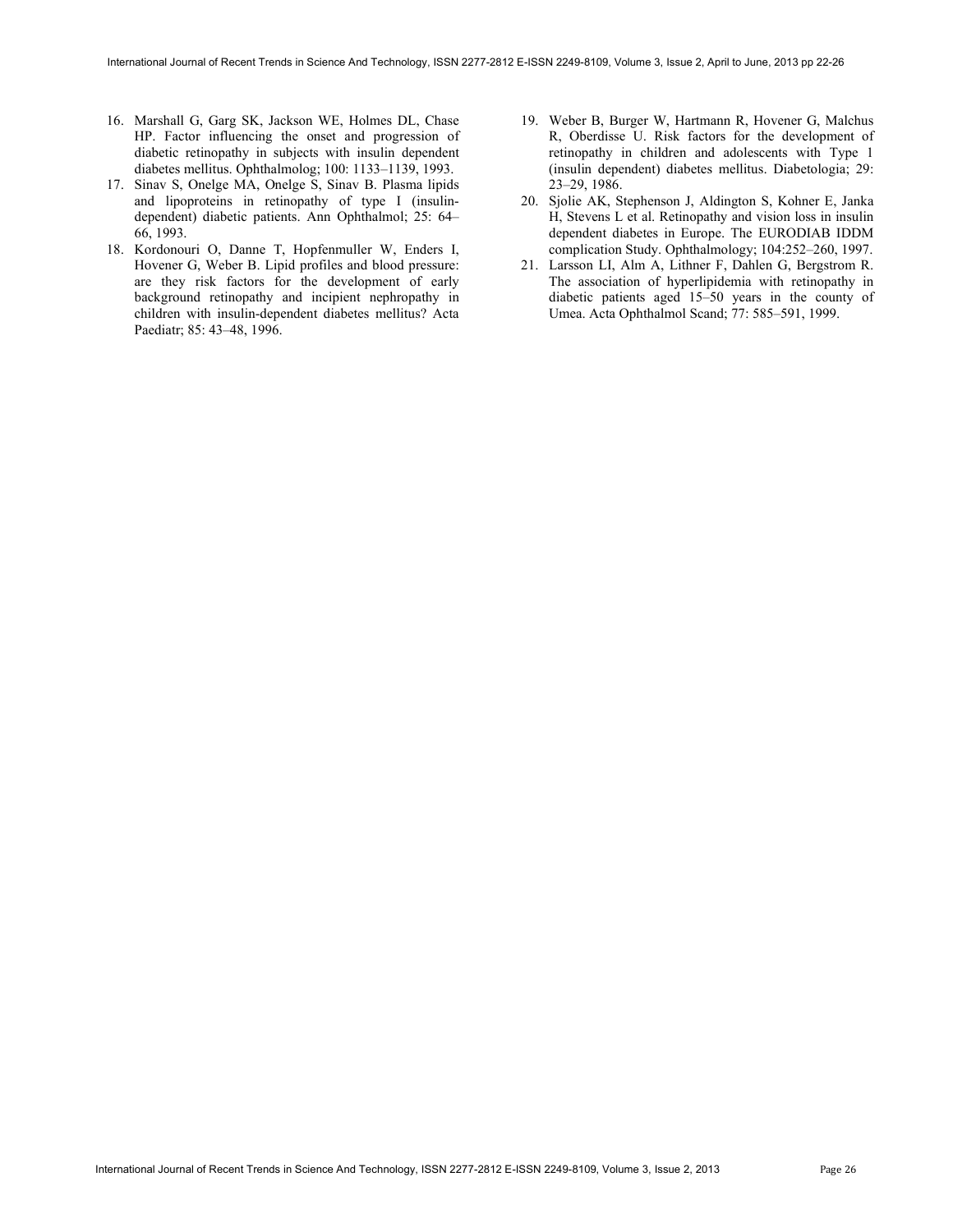16. Marshall G, Garg SK, Jackson WE, Holmes DL, Chase HP. Factor influencing the onset and progression of diabetic retinopathy in subjects with insulin dependent diabetes mellitus. Ophthalmolog; 100: 1133–1139, 1993.
17. Sinav S, Onelge MA, Onelge S, Sinav B. Plasma lipids and lipoproteins in retinopathy of type I (insulin-dependent) diabetic patients. Ann Ophthalmol; 25: 64–66, 1993.
18. Kordonouri O, Danne T, Hopfenmuller W, Enders I, Hovener G, Weber B. Lipid profiles and blood pressure: are they risk factors for the development of early background retinopathy and incipient nephropathy in children with insulin-dependent diabetes mellitus? Acta Paediatr; 85: 43–48, 1996.
19. Weber B, Burger W, Hartmann R, Hovener G, Malchus R, Oberdisse U. Risk factors for the development of retinopathy in children and adolescents with Type 1 (insulin dependent) diabetes mellitus. Diabetologia; 29: 23–29, 1986.
20. Sjolie AK, Stephenson J, Aldington S, Kohner E, Janka H, Stevens L et al. Retinopathy and vision loss in insulin dependent diabetes in Europe. The EURODIAB IDDM complication Study. Ophthalmology; 104:252–260, 1997.
21. Larsson LI, Alm A, Lithner F, Dahlen G, Bergstrom R. The association of hyperlipidemia with retinopathy in diabetic patients aged 15–50 years in the county of Umea. Acta Ophthalmol Scand; 77: 585–591, 1999.